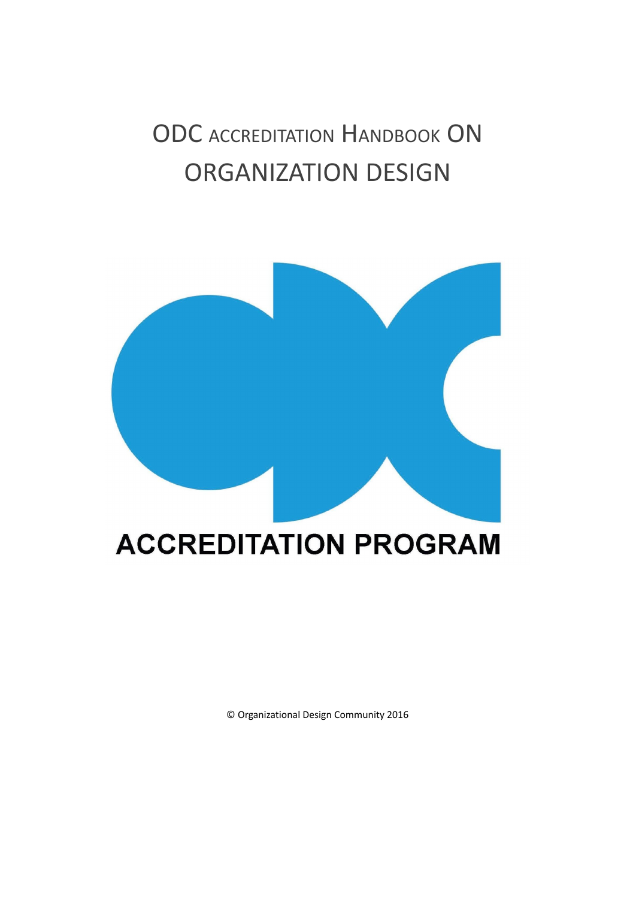# ODC ACCREDITATION HANDBOOK ON ORGANIZATION DESIGN

ACCREDITATION PROGRAM

© Organizational Design Community 2016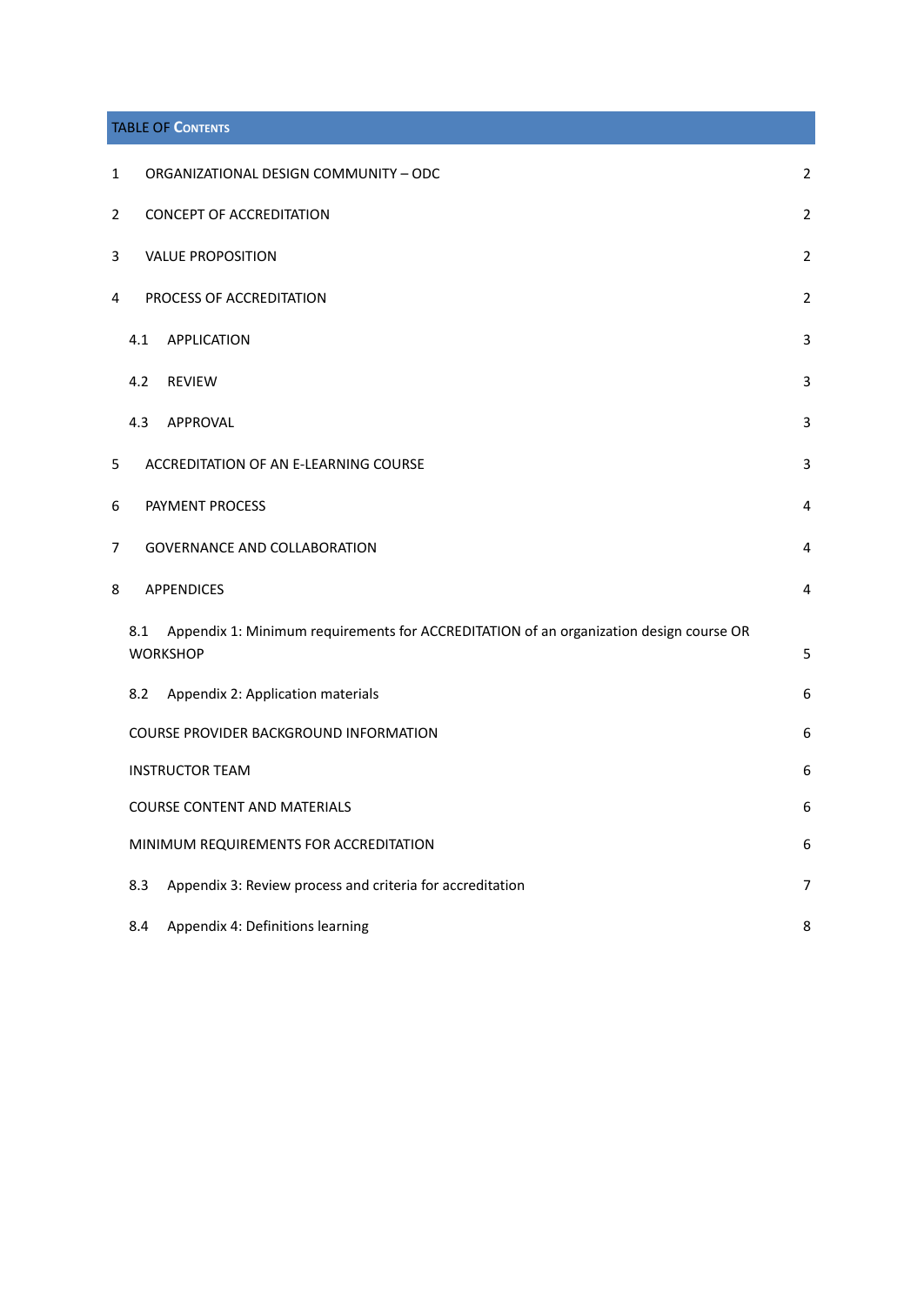## TABLE OF CONTENTS

| | | |
|---|---|---|
| 1 | ORGANIZATIONAL DESIGN COMMUNITY – ODC | 2 |
| 2 | CONCEPT OF ACCREDITATION | 2 |
| 3 | VALUE PROPOSITION | 2 |
| 4 | PROCESS OF ACCREDITATION | 2 |
| 4.1 | APPLICATION | 3 |
| 4.2 | REVIEW | 3 |
| 4.3 | APPROVAL | 3 |
| 5 | ACCREDITATION OF AN E-LEARNING COURSE | 3 |
| 6 | PAYMENT PROCESS | 4 |
| 7 | GOVERNANCE AND COLLABORATION | 4 |
| 8 | APPENDICES | 4 |
| 8.1 | Appendix 1: Minimum requirements for ACCREDITATION of an organization design course OR WORKSHOP | 5 |
| 8.2 | Appendix 2: Application materials | 6 |
| | COURSE PROVIDER BACKGROUND INFORMATION | 6 |
| | INSTRUCTOR TEAM | 6 |
| | COURSE CONTENT AND MATERIALS | 6 |
| | MINIMUM REQUIREMENTS FOR ACCREDITATION | 6 |
| 8.3 | Appendix 3: Review process and criteria for accreditation | 7 |
| 8.4 | Appendix 4: Definitions learning | 8 |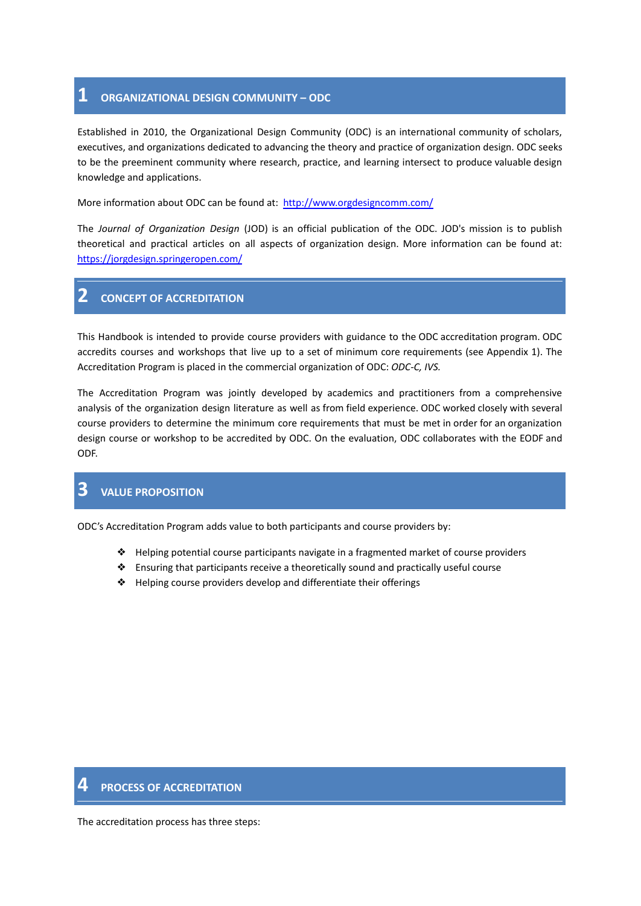## 1 ORGANIZATIONAL DESIGN COMMUNITY – ODC

Established in 2010, the Organizational Design Community (ODC) is an international community of scholars, executives, and organizations dedicated to advancing the theory and practice of organization design. ODC seeks to be the preeminent community where research, practice, and learning intersect to produce valuable design knowledge and applications.

More information about ODC can be found at: [http://www.orgdesigncomm.com/](http://www.orgdesigncomm.com/)

The *Journal of Organization Design* (JOD) is an official publication of the ODC. JOD's mission is to publish theoretical and practical articles on all aspects of organization design. More information can be found at: [https://jorgdesign.springeropen.com/](https://jorgdesign.springeropen.com/)

## 2 CONCEPT OF ACCREDITATION

This Handbook is intended to provide course providers with guidance to the ODC accreditation program. ODC accredits courses and workshops that live up to a set of minimum core requirements (see Appendix 1). The Accreditation Program is placed in the commercial organization of ODC: *ODC-C, IVS.*

The Accreditation Program was jointly developed by academics and practitioners from a comprehensive analysis of the organization design literature as well as from field experience. ODC worked closely with several course providers to determine the minimum core requirements that must be met in order for an organization design course or workshop to be accredited by ODC. On the evaluation, ODC collaborates with the EODF and ODF.

## 3 VALUE PROPOSITION

ODC's Accreditation Program adds value to both participants and course providers by:

- Helping potential course participants navigate in a fragmented market of course providers
- Ensuring that participants receive a theoretically sound and practically useful course
- Helping course providers develop and differentiate their offerings

## 4 PROCESS OF ACCREDITATION

The accreditation process has three steps: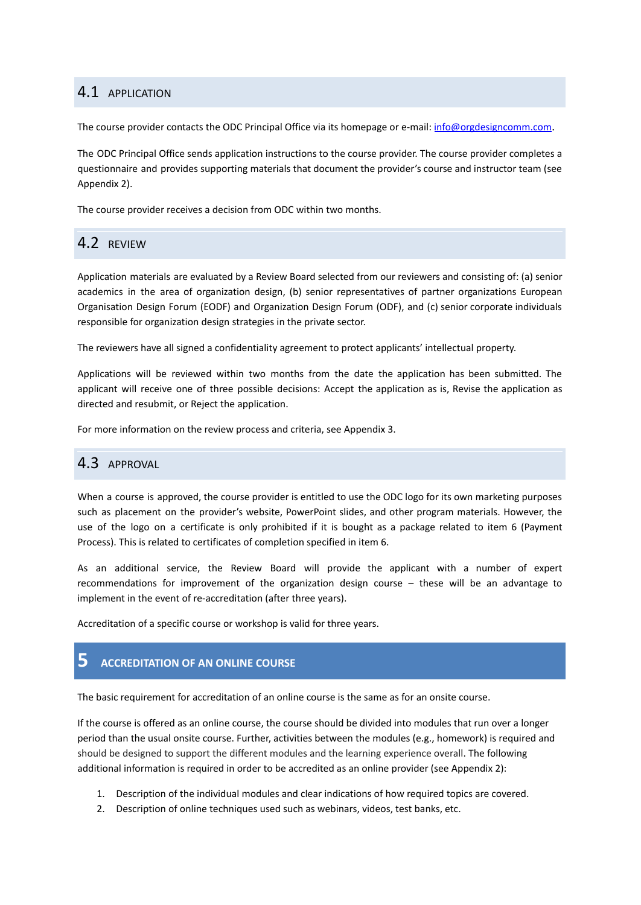## 4.1 APPLICATION

The course provider contacts the ODC Principal Office via its homepage or e-mail: info@orgdesigncomm.com.

The ODC Principal Office sends application instructions to the course provider. The course provider completes a questionnaire and provides supporting materials that document the provider's course and instructor team (see Appendix 2).

The course provider receives a decision from ODC within two months.

## 4.2 REVIEW

Application materials are evaluated by a Review Board selected from our reviewers and consisting of: (a) senior academics in the area of organization design, (b) senior representatives of partner organizations European Organisation Design Forum (EODF) and Organization Design Forum (ODF), and (c) senior corporate individuals responsible for organization design strategies in the private sector.

The reviewers have all signed a confidentiality agreement to protect applicants' intellectual property.

Applications will be reviewed within two months from the date the application has been submitted. The applicant will receive one of three possible decisions: Accept the application as is, Revise the application as directed and resubmit, or Reject the application.

For more information on the review process and criteria, see Appendix 3.

## 4.3 APPROVAL

When a course is approved, the course provider is entitled to use the ODC logo for its own marketing purposes such as placement on the provider's website, PowerPoint slides, and other program materials. However, the use of the logo on a certificate is only prohibited if it is bought as a package related to item 6 (Payment Process). This is related to certificates of completion specified in item 6.

As an additional service, the Review Board will provide the applicant with a number of expert recommendations for improvement of the organization design course – these will be an advantage to implement in the event of re-accreditation (after three years).

Accreditation of a specific course or workshop is valid for three years.

# 5 ACCREDITATION OF AN ONLINE COURSE

The basic requirement for accreditation of an online course is the same as for an onsite course.

If the course is offered as an online course, the course should be divided into modules that run over a longer period than the usual onsite course. Further, activities between the modules (e.g., homework) is required and should be designed to support the different modules and the learning experience overall. The following additional information is required in order to be accredited as an online provider (see Appendix 2):

1. Description of the individual modules and clear indications of how required topics are covered.
2. Description of online techniques used such as webinars, videos, test banks, etc.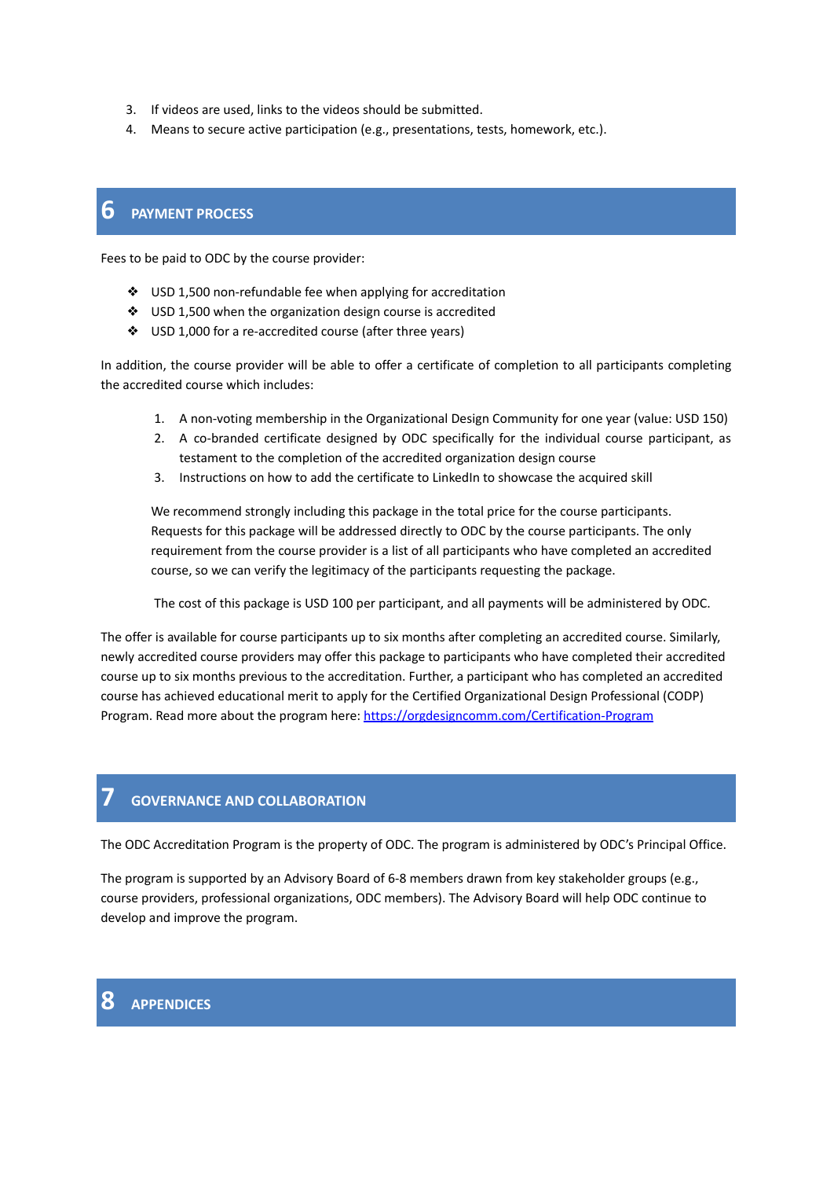3. If videos are used, links to the videos should be submitted.
4. Means to secure active participation (e.g., presentations, tests, homework, etc.).

## 6 PAYMENT PROCESS

Fees to be paid to ODC by the course provider:

- USD 1,500 non-refundable fee when applying for accreditation
- USD 1,500 when the organization design course is accredited
- USD 1,000 for a re-accredited course (after three years)

In addition, the course provider will be able to offer a certificate of completion to all participants completing the accredited course which includes:

1. A non-voting membership in the Organizational Design Community for one year (value: USD 150)
2. A co-branded certificate designed by ODC specifically for the individual course participant, as testament to the completion of the accredited organization design course
3. Instructions on how to add the certificate to LinkedIn to showcase the acquired skill

We recommend strongly including this package in the total price for the course participants. Requests for this package will be addressed directly to ODC by the course participants. The only requirement from the course provider is a list of all participants who have completed an accredited course, so we can verify the legitimacy of the participants requesting the package.

The cost of this package is USD 100 per participant, and all payments will be administered by ODC.

The offer is available for course participants up to six months after completing an accredited course. Similarly, newly accredited course providers may offer this package to participants who have completed their accredited course up to six months previous to the accreditation. Further, a participant who has completed an accredited course has achieved educational merit to apply for the Certified Organizational Design Professional (CODP) Program. Read more about the program here: [https://orgdesigncomm.com/Certification-Program](https://orgdesigncomm.com/Certification-Program)

## 7 GOVERNANCE AND COLLABORATION

The ODC Accreditation Program is the property of ODC. The program is administered by ODC's Principal Office.

The program is supported by an Advisory Board of 6-8 members drawn from key stakeholder groups (e.g., course providers, professional organizations, ODC members). The Advisory Board will help ODC continue to develop and improve the program.

## 8 APPENDICES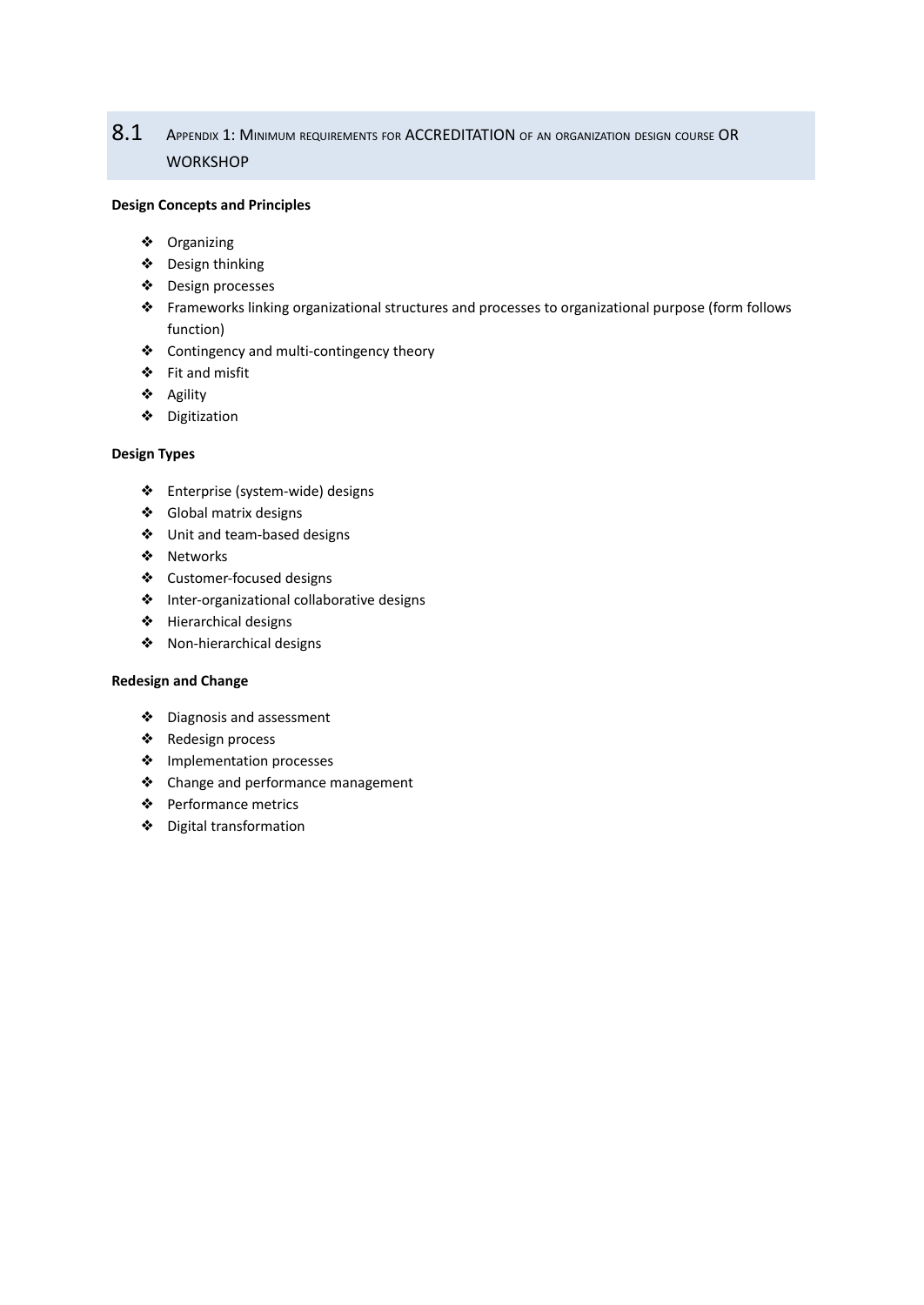## 8.1 Appendix 1: Minimum requirements for ACCREDITATION of an organization design course OR WORKSHOP

**Design Concepts and Principles**

- Organizing
- Design thinking
- Design processes
- Frameworks linking organizational structures and processes to organizational purpose (form follows function)
- Contingency and multi-contingency theory
- Fit and misfit
- Agility
- Digitization

**Design Types**

- Enterprise (system-wide) designs
- Global matrix designs
- Unit and team-based designs
- Networks
- Customer-focused designs
- Inter-organizational collaborative designs
- Hierarchical designs
- Non-hierarchical designs

**Redesign and Change**

- Diagnosis and assessment
- Redesign process
- Implementation processes
- Change and performance management
- Performance metrics
- Digital transformation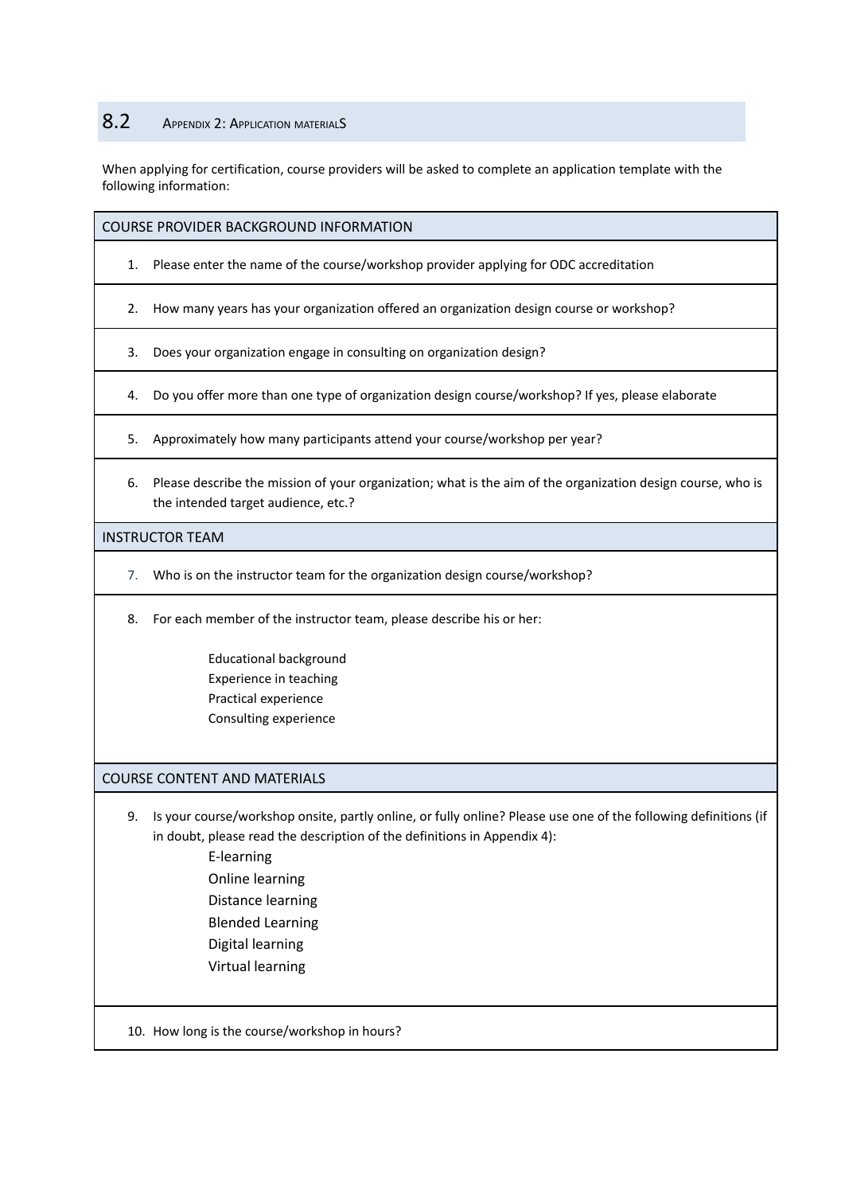## 8.2 Appendix 2: Application materialS

When applying for certification, course providers will be asked to complete an application template with the following information:

| COURSE PROVIDER BACKGROUND INFORMATION |
|---|
| 1. Please enter the name of the course/workshop provider applying for ODC accreditation |
| 2. How many years has your organization offered an organization design course or workshop? |
| 3. Does your organization engage in consulting on organization design? |
| 4. Do you offer more than one type of organization design course/workshop? If yes, please elaborate |
| 5. Approximately how many participants attend your course/workshop per year? |
| 6. Please describe the mission of your organization; what is the aim of the organization design course, who is the intended target audience, etc.? |
| **INSTRUCTOR TEAM** |
| 7. Who is on the instructor team for the organization design course/workshop? |
| 8. For each member of the instructor team, please describe his or her:<br>Educational background<br>Experience in teaching<br>Practical experience<br>Consulting experience |
| **COURSE CONTENT AND MATERIALS** |
| 9. Is your course/workshop onsite, partly online, or fully online? Please use one of the following definitions (if in doubt, please read the description of the definitions in Appendix 4):<br>E-learning<br>Online learning<br>Distance learning<br>Blended Learning<br>Digital learning<br>Virtual learning |
| 10. How long is the course/workshop in hours? |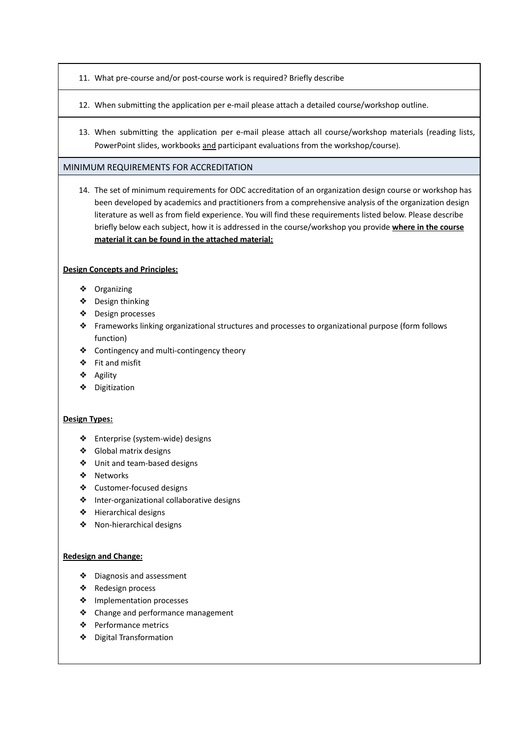11. What pre-course and/or post-course work is required? Briefly describe

12. When submitting the application per e-mail please attach a detailed course/workshop outline.

13. When submitting the application per e-mail please attach all course/workshop materials (reading lists, PowerPoint slides, workbooks and participant evaluations from the workshop/course).

## MINIMUM REQUIREMENTS FOR ACCREDITATION

14. The set of minimum requirements for ODC accreditation of an organization design course or workshop has been developed by academics and practitioners from a comprehensive analysis of the organization design literature as well as from field experience. You will find these requirements listed below. Please describe briefly below each subject, how it is addressed in the course/workshop you provide **where in the course material it can be found in the attached material:**

**Design Concepts and Principles:**

- Organizing
- Design thinking
- Design processes
- Frameworks linking organizational structures and processes to organizational purpose (form follows function)
- Contingency and multi-contingency theory
- Fit and misfit
- Agility
- Digitization

**Design Types:**

- Enterprise (system-wide) designs
- Global matrix designs
- Unit and team-based designs
- Networks
- Customer-focused designs
- Inter-organizational collaborative designs
- Hierarchical designs
- Non-hierarchical designs

**Redesign and Change:**

- Diagnosis and assessment
- Redesign process
- Implementation processes
- Change and performance management
- Performance metrics
- Digital Transformation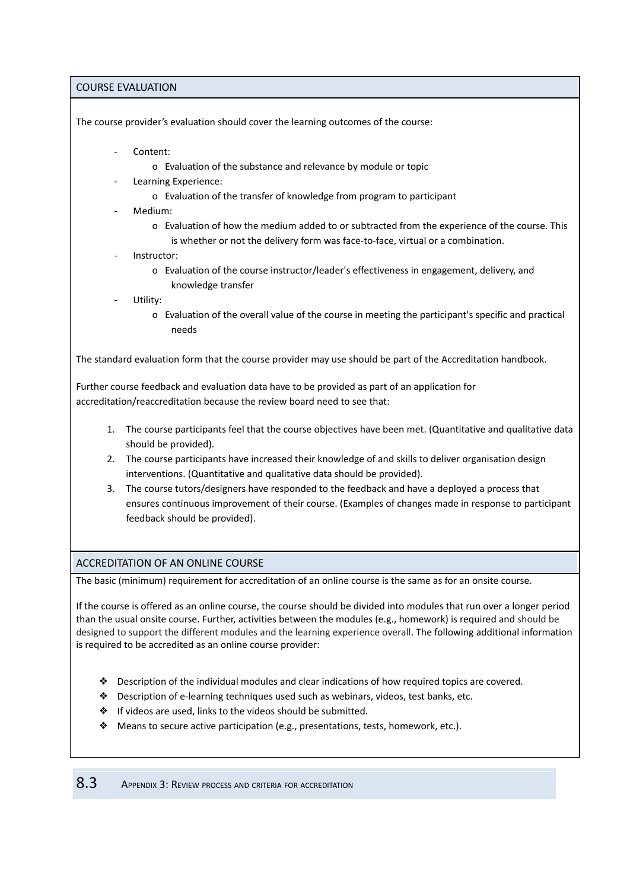## COURSE EVALUATION

The course provider's evaluation should cover the learning outcomes of the course:

- Content:
  - o Evaluation of the substance and relevance by module or topic
- Learning Experience:
  - o Evaluation of the transfer of knowledge from program to participant
- Medium:
  - o Evaluation of how the medium added to or subtracted from the experience of the course. This is whether or not the delivery form was face-to-face, virtual or a combination.
- Instructor:
  - o Evaluation of the course instructor/leader's effectiveness in engagement, delivery, and knowledge transfer
- Utility:
  - o Evaluation of the overall value of the course in meeting the participant's specific and practical needs

The standard evaluation form that the course provider may use should be part of the Accreditation handbook.

Further course feedback and evaluation data have to be provided as part of an application for accreditation/reaccreditation because the review board need to see that:

1. The course participants feel that the course objectives have been met. (Quantitative and qualitative data should be provided).
2. The course participants have increased their knowledge of and skills to deliver organisation design interventions. (Quantitative and qualitative data should be provided).
3. The course tutors/designers have responded to the feedback and have a deployed a process that ensures continuous improvement of their course. (Examples of changes made in response to participant feedback should be provided).

## ACCREDITATION OF AN ONLINE COURSE

The basic (minimum) requirement for accreditation of an online course is the same as for an onsite course.

If the course is offered as an online course, the course should be divided into modules that run over a longer period than the usual onsite course. Further, activities between the modules (e.g., homework) is required and should be designed to support the different modules and the learning experience overall. The following additional information is required to be accredited as an online course provider:

- ❖ Description of the individual modules and clear indications of how required topics are covered.
- ❖ Description of e-learning techniques used such as webinars, videos, test banks, etc.
- ❖ If videos are used, links to the videos should be submitted.
- ❖ Means to secure active participation (e.g., presentations, tests, homework, etc.).

## 8.3 Appendix 3: Review process and criteria for accreditation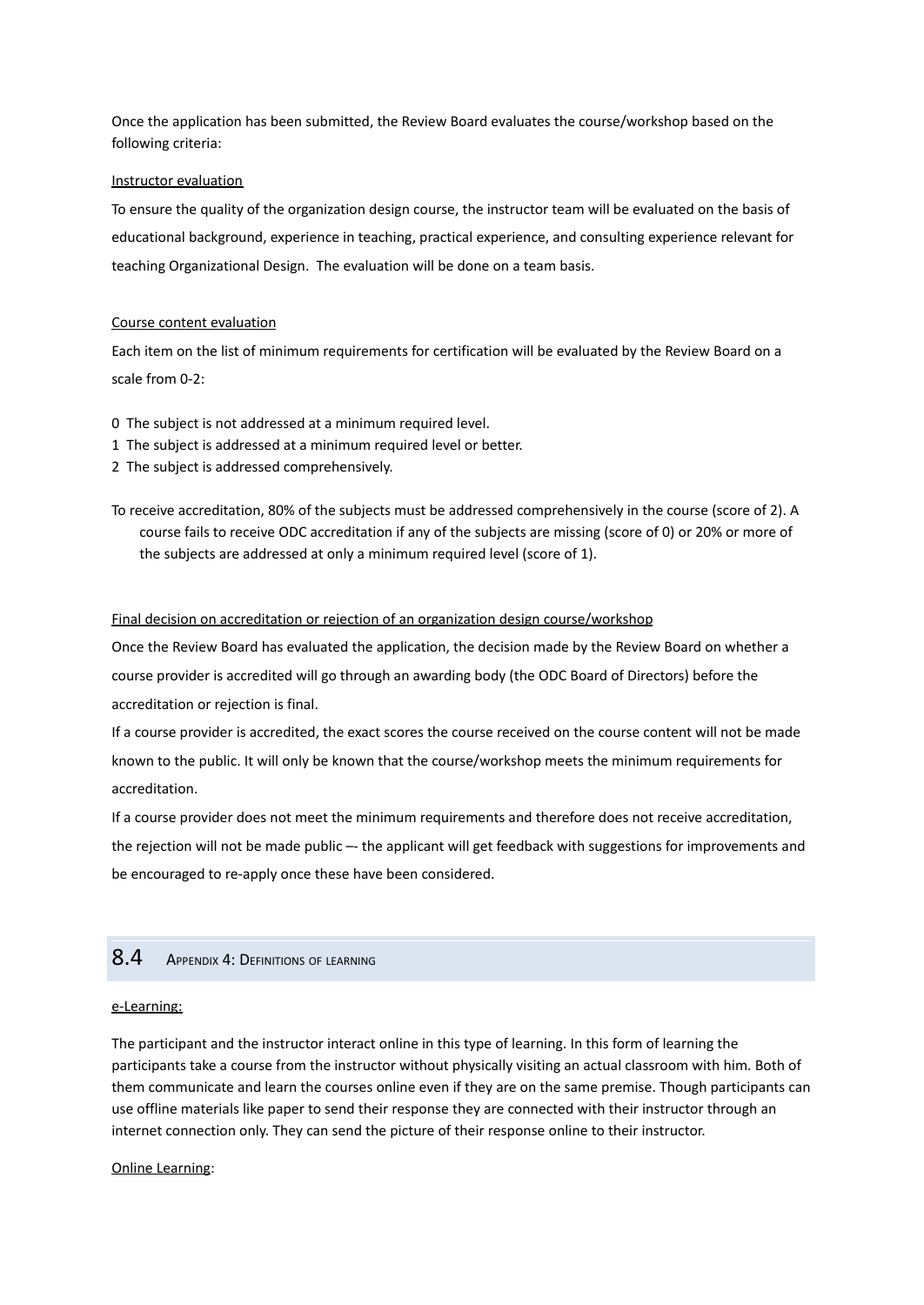Once the application has been submitted, the Review Board evaluates the course/workshop based on the following criteria:

Instructor evaluation

To ensure the quality of the organization design course, the instructor team will be evaluated on the basis of educational background, experience in teaching, practical experience, and consulting experience relevant for teaching Organizational Design. The evaluation will be done on a team basis.

Course content evaluation

Each item on the list of minimum requirements for certification will be evaluated by the Review Board on a scale from 0-2:

0 The subject is not addressed at a minimum required level.
1 The subject is addressed at a minimum required level or better.
2 The subject is addressed comprehensively.

To receive accreditation, 80% of the subjects must be addressed comprehensively in the course (score of 2). A course fails to receive ODC accreditation if any of the subjects are missing (score of 0) or 20% or more of the subjects are addressed at only a minimum required level (score of 1).

Final decision on accreditation or rejection of an organization design course/workshop

Once the Review Board has evaluated the application, the decision made by the Review Board on whether a course provider is accredited will go through an awarding body (the ODC Board of Directors) before the accreditation or rejection is final.

If a course provider is accredited, the exact scores the course received on the course content will not be made known to the public. It will only be known that the course/workshop meets the minimum requirements for accreditation.

If a course provider does not meet the minimum requirements and therefore does not receive accreditation, the rejection will not be made public –- the applicant will get feedback with suggestions for improvements and be encouraged to re-apply once these have been considered.

## 8.4 Appendix 4: Definitions of learning

e-Learning:

The participant and the instructor interact online in this type of learning. In this form of learning the participants take a course from the instructor without physically visiting an actual classroom with him. Both of them communicate and learn the courses online even if they are on the same premise. Though participants can use offline materials like paper to send their response they are connected with their instructor through an internet connection only. They can send the picture of their response online to their instructor.

Online Learning: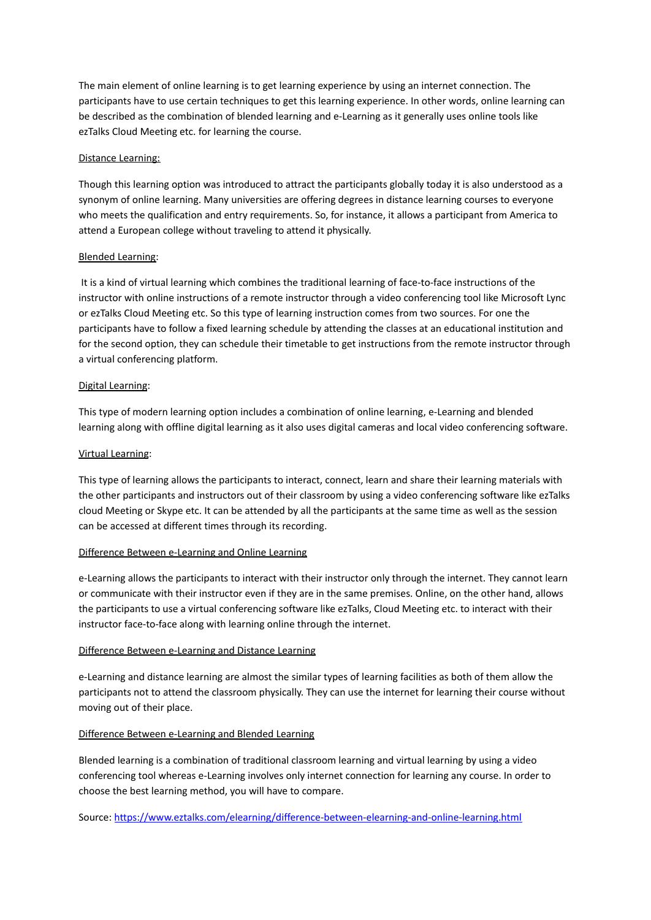The main element of online learning is to get learning experience by using an internet connection. The participants have to use certain techniques to get this learning experience. In other words, online learning can be described as the combination of blended learning and e-Learning as it generally uses online tools like ezTalks Cloud Meeting etc. for learning the course.

<u>Distance Learning:</u>

Though this learning option was introduced to attract the participants globally today it is also understood as a synonym of online learning. Many universities are offering degrees in distance learning courses to everyone who meets the qualification and entry requirements. So, for instance, it allows a participant from America to attend a European college without traveling to attend it physically.

<u>Blended Learning</u>:

It is a kind of virtual learning which combines the traditional learning of face-to-face instructions of the instructor with online instructions of a remote instructor through a video conferencing tool like Microsoft Lync or ezTalks Cloud Meeting etc. So this type of learning instruction comes from two sources. For one the participants have to follow a fixed learning schedule by attending the classes at an educational institution and for the second option, they can schedule their timetable to get instructions from the remote instructor through a virtual conferencing platform.

<u>Digital Learning</u>:

This type of modern learning option includes a combination of online learning, e-Learning and blended learning along with offline digital learning as it also uses digital cameras and local video conferencing software.

<u>Virtual Learning</u>:

This type of learning allows the participants to interact, connect, learn and share their learning materials with the other participants and instructors out of their classroom by using a video conferencing software like ezTalks cloud Meeting or Skype etc. It can be attended by all the participants at the same time as well as the session can be accessed at different times through its recording.

<u>Difference Between e-Learning and Online Learning</u>

e-Learning allows the participants to interact with their instructor only through the internet. They cannot learn or communicate with their instructor even if they are in the same premises. Online, on the other hand, allows the participants to use a virtual conferencing software like ezTalks, Cloud Meeting etc. to interact with their instructor face-to-face along with learning online through the internet.

<u>Difference Between e-Learning and Distance Learning</u>

e-Learning and distance learning are almost the similar types of learning facilities as both of them allow the participants not to attend the classroom physically. They can use the internet for learning their course without moving out of their place.

<u>Difference Between e-Learning and Blended Learning</u>

Blended learning is a combination of traditional classroom learning and virtual learning by using a video conferencing tool whereas e-Learning involves only internet connection for learning any course. In order to choose the best learning method, you will have to compare.

Source: [https://www.eztalks.com/elearning/difference-between-elearning-and-online-learning.html](https://www.eztalks.com/elearning/difference-between-elearning-and-online-learning.html)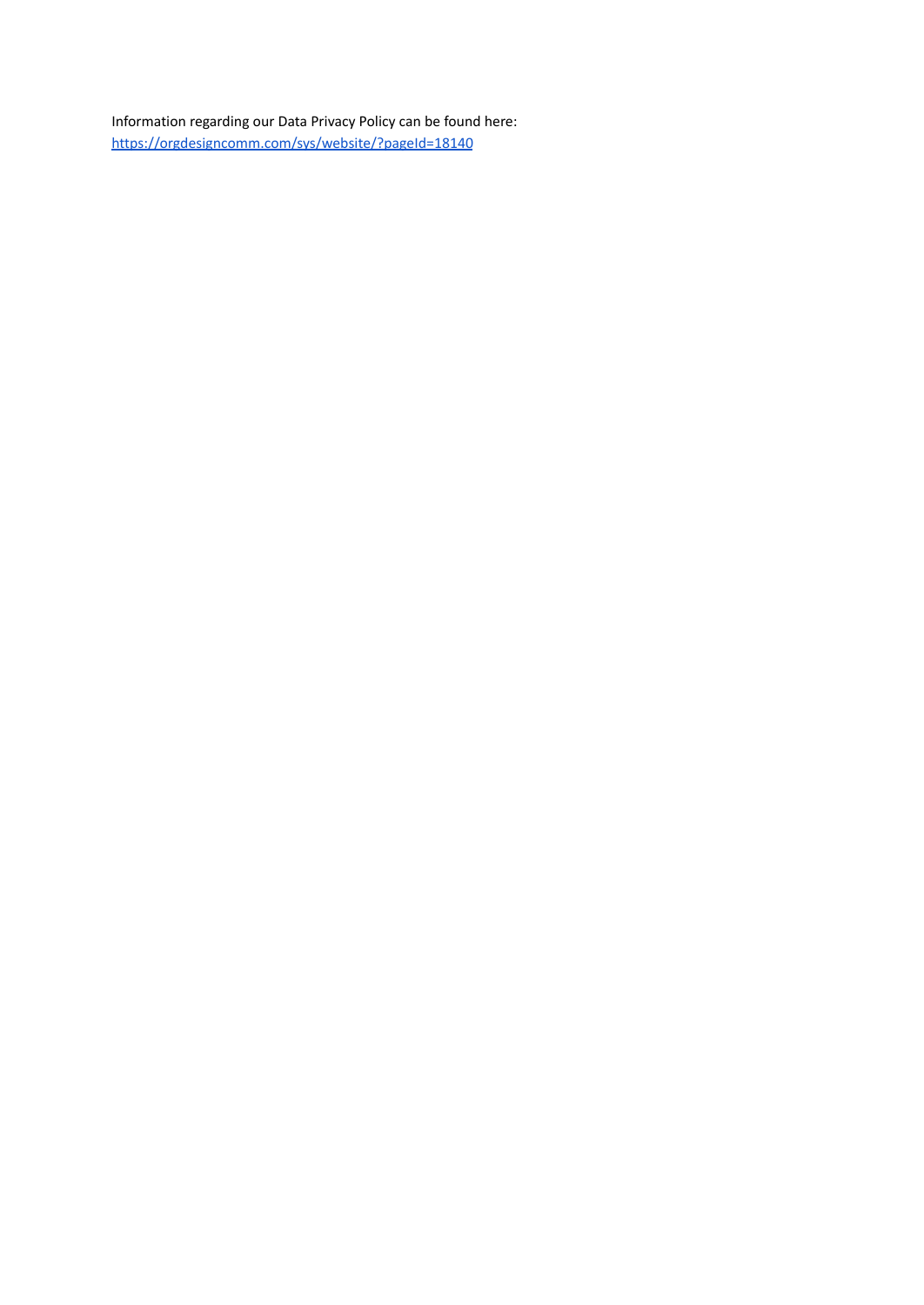Information regarding our Data Privacy Policy can be found here:
[https://orgdesigncomm.com/sys/website/?pageId=18140](https://orgdesigncomm.com/sys/website/?pageId=18140)